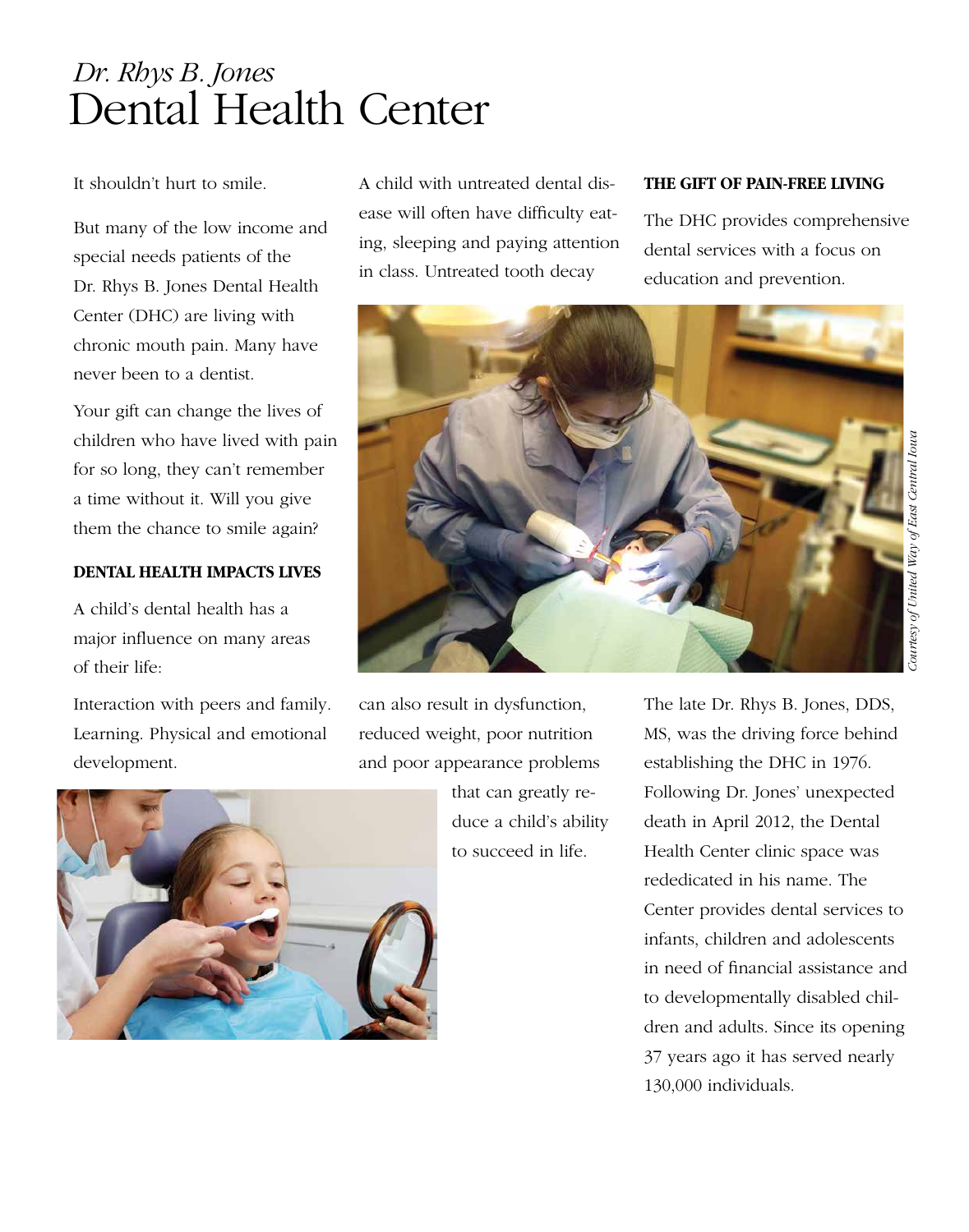# *Dr. Rhys B. Jones* Dental Health Center

It shouldn't hurt to smile.

But many of the low income and special needs patients of the Dr. Rhys B. Jones Dental Health Center (DHC) are living with chronic mouth pain. Many have never been to a dentist.

Your gift can change the lives of children who have lived with pain for so long, they can't remember a time without it. Will you give them the chance to smile again?

**DENTAL HEALTH IMPACTS LIVES**

A child's dental health has a major influence on many areas of their life:

Interaction with peers and family. Learning. Physical and emotional development.

A child with untreated dental disease will often have difficulty eating, sleeping and paying attention in class. Untreated tooth decay can also result in dysfunction, reduced weight, poor nutrition and poor appearance problems that can greatly reduce a child's ability to succeed in life.

**THE GIFT OF PAIN-FREE LIVING**

The DHC provides comprehensive dental services with a focus on education and prevention.

*Courtesy of United Way of East Central Iowa*

The late Dr. Rhys B. Jones, DDS, MS, was the driving force behind establishing the DHC in 1976. Following Dr. Jones' unexpected death in April 2012, the Dental Health Center clinic space was rededicated in his name. The Center provides dental services to infants, children and adolescents in need of financial assistance and to developmentally disabled children and adults. Since its opening 37 years ago it has served nearly 130,000 individuals.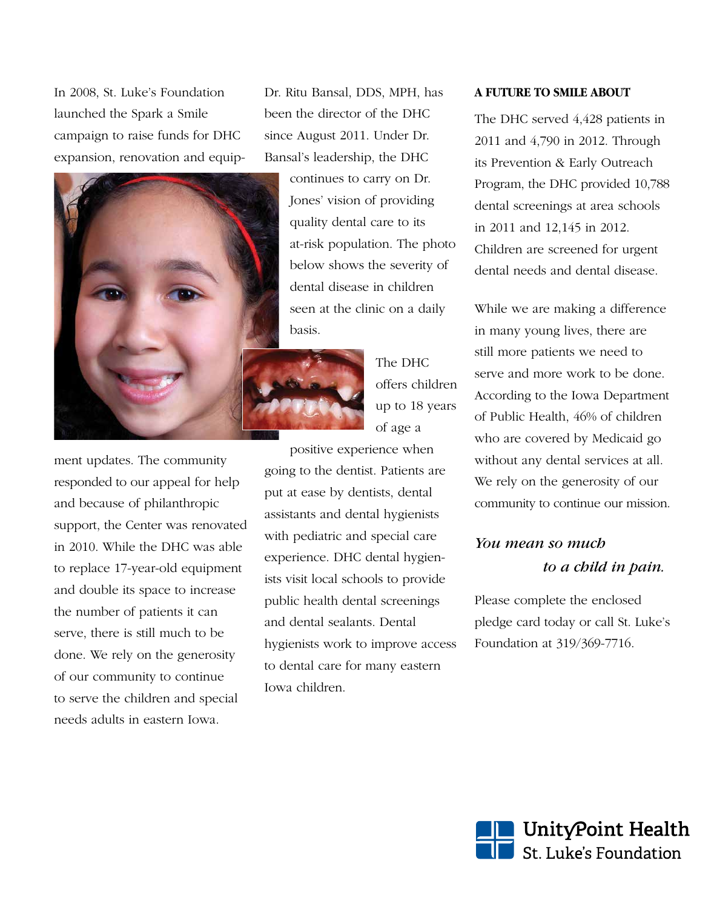In 2008, St. Luke's Foundation launched the Spark a Smile campaign to raise funds for DHC expansion, renovation and equipment updates. The community responded to our appeal for help and because of philanthropic support, the Center was renovated in 2010. While the DHC was able to replace 17-year-old equipment and double its space to increase the number of patients it can serve, there is still much to be done. We rely on the generosity of our community to continue to serve the children and special needs adults in eastern Iowa.

Dr. Ritu Bansal, DDS, MPH, has been the director of the DHC since August 2011. Under Dr. Bansal's leadership, the DHC continues to carry on Dr. Jones' vision of providing quality dental care to its at-risk population. The photo below shows the severity of dental disease in children seen at the clinic on a daily basis.

The DHC offers children up to 18 years of age a positive experience when going to the dentist. Patients are put at ease by dentists, dental assistants and dental hygienists with pediatric and special care experience. DHC dental hygienists visit local schools to provide public health dental screenings and dental sealants. Dental hygienists work to improve access to dental care for many eastern Iowa children.

**A FUTURE TO SMILE ABOUT**

The DHC served 4,428 patients in 2011 and 4,790 in 2012. Through its Prevention & Early Outreach Program, the DHC provided 10,788 dental screenings at area schools in 2011 and 12,145 in 2012. Children are screened for urgent dental needs and dental disease.

While we are making a difference in many young lives, there are still more patients we need to serve and more work to be done. According to the Iowa Department of Public Health, 46% of children who are covered by Medicaid go without any dental services at all. We rely on the generosity of our community to continue our mission.

*You mean so much to a child in pain.*

Please complete the enclosed pledge card today or call St. Luke's Foundation at 319/369-7716.

UnityPoint Health
St. Luke's Foundation